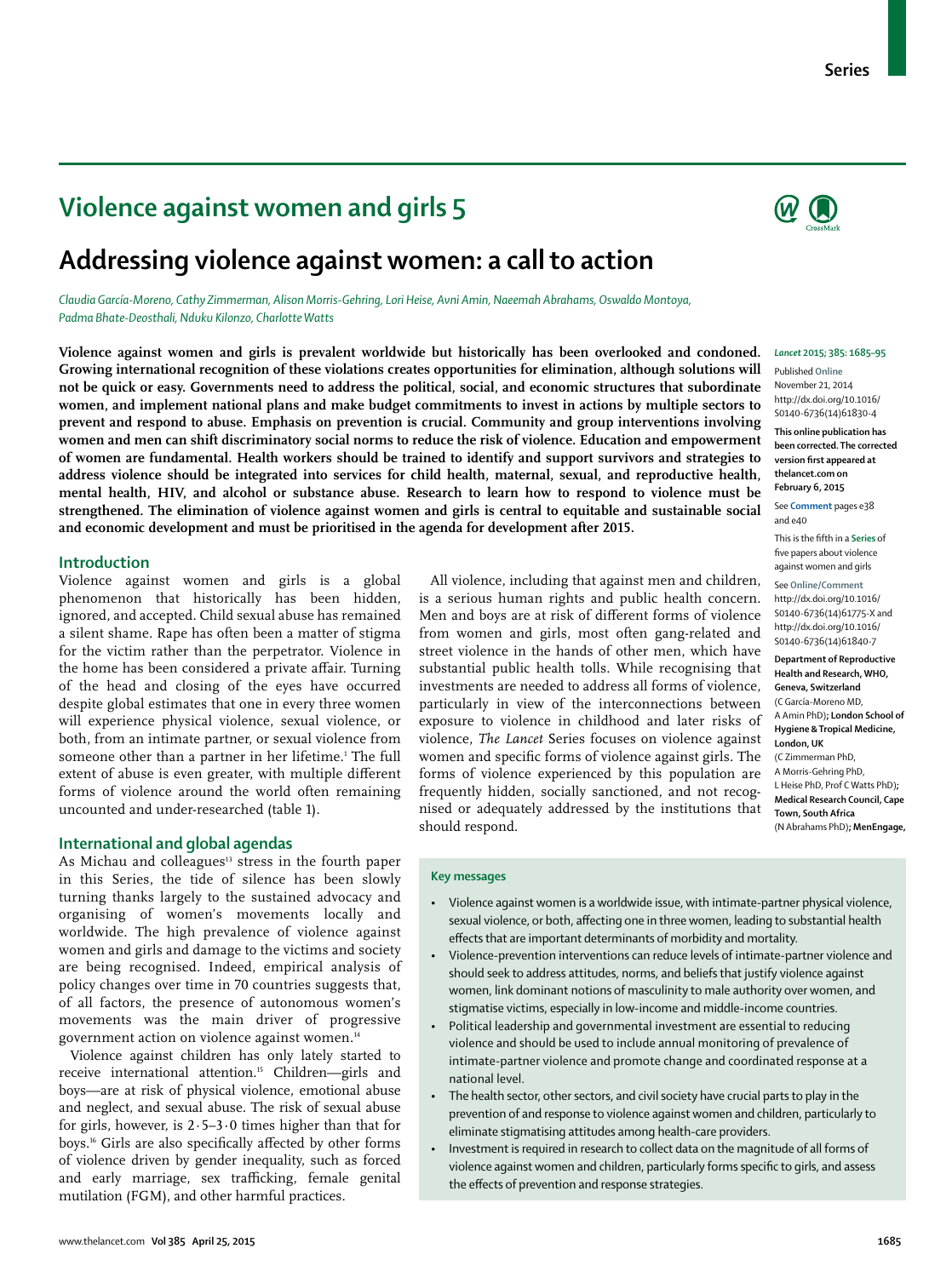# Violence against women and girls 5

# Addressing violence against women: a call to action

*Claudia García-Moreno, Cathy Zimmerman, Alison Morris-Gehring, Lori Heise, Avni Amin, Naeemah Abrahams, Oswaldo Montoya, Padma Bhate-Deosthali, Nduku Kilonzo, Charlotte Watts*

**Violence against women and girls is prevalent worldwide but historically has been overlooked and condoned. Growing international recognition of these violations creates opportunities for elimination, although solutions will not be quick or easy. Governments need to address the political, social, and economic structures that subordinate women, and implement national plans and make budget commitments to invest in actions by multiple sectors to prevent and respond to abuse. Emphasis on prevention is crucial. Community and group interventions involving women and men can shift discriminatory social norms to reduce the risk of violence. Education and empowerment of women are fundamental. Health workers should be trained to identify and support survivors and strategies to address violence should be integrated into services for child health, maternal, sexual, and reproductive health, mental health, HIV, and alcohol or substance abuse. Research to learn how to respond to violence must be strengthened. The elimination of violence against women and girls is central to equitable and sustainable social and economic development and must be prioritised in the agenda for development after 2015.**

*Lancet* **2015; 385: 1685–95**

Published **Online** November 21, 2014 http://dx.doi.org/10.1016/S0140-6736(14)61830-4

**This online publication has been corrected. The corrected version first appeared at thelancet.com on February 6, 2015**

See **Comment** pages e38 and e40

This is the fifth in a **Series** of five papers about violence against women and girls

See **Online/Comment** http://dx.doi.org/10.1016/S0140-6736(14)61775-X and http://dx.doi.org/10.1016/S0140-6736(14)61840-7

**Department of Reproductive Health and Research, WHO, Geneva, Switzerland** (C García-Moreno MD, A Amin PhD)**; London School of Hygiene & Tropical Medicine, London, UK** (C Zimmerman PhD, A Morris-Gehring PhD, L Heise PhD, Prof C Watts PhD)**; Medical Research Council, Cape Town, South Africa** (N Abrahams PhD)**; MenEngage,**

## Introduction

Violence against women and girls is a global phenomenon that historically has been hidden, ignored, and accepted. Child sexual abuse has remained a silent shame. Rape has often been a matter of stigma for the victim rather than the perpetrator. Violence in the home has been considered a private affair. Turning of the head and closing of the eyes have occurred despite global estimates that one in every three women will experience physical violence, sexual violence, or both, from an intimate partner, or sexual violence from someone other than a partner in her lifetime.[1] The full extent of abuse is even greater, with multiple different forms of violence around the world often remaining uncounted and under-researched (table 1).

## International and global agendas

As Michau and colleagues[13] stress in the fourth paper in this Series, the tide of silence has been slowly turning thanks largely to the sustained advocacy and organising of women's movements locally and worldwide. The high prevalence of violence against women and girls and damage to the victims and society are being recognised. Indeed, empirical analysis of policy changes over time in 70 countries suggests that, of all factors, the presence of autonomous women's movements was the main driver of progressive government action on violence against women.[14]

Violence against children has only lately started to receive international attention.[15] Children—girls and boys—are at risk of physical violence, emotional abuse and neglect, and sexual abuse. The risk of sexual abuse for girls, however, is 2·5–3·0 times higher than that for boys.[16] Girls are also specifically affected by other forms of violence driven by gender inequality, such as forced and early marriage, sex trafficking, female genital mutilation (FGM), and other harmful practices.

All violence, including that against men and children, is a serious human rights and public health concern. Men and boys are at risk of different forms of violence from women and girls, most often gang-related and street violence in the hands of other men, which have substantial public health tolls. While recognising that investments are needed to address all forms of violence, particularly in view of the interconnections between exposure to violence in childhood and later risks of violence, *The Lancet* Series focuses on violence against women and specific forms of violence against girls. The forms of violence experienced by this population are frequently hidden, socially sanctioned, and not recognised or adequately addressed by the institutions that should respond.

### Key messages

- Violence against women is a worldwide issue, with intimate-partner physical violence, sexual violence, or both, affecting one in three women, leading to substantial health effects that are important determinants of morbidity and mortality.
- Violence-prevention interventions can reduce levels of intimate-partner violence and should seek to address attitudes, norms, and beliefs that justify violence against women, link dominant notions of masculinity to male authority over women, and stigmatise victims, especially in low-income and middle-income countries.
- Political leadership and governmental investment are essential to reducing violence and should be used to include annual monitoring of prevalence of intimate-partner violence and promote change and coordinated response at a national level.
- The health sector, other sectors, and civil society have crucial parts to play in the prevention of and response to violence against women and children, particularly to eliminate stigmatising attitudes among health-care providers.
- Investment is required in research to collect data on the magnitude of all forms of violence against women and children, particularly forms specific to girls, and assess the effects of prevention and response strategies.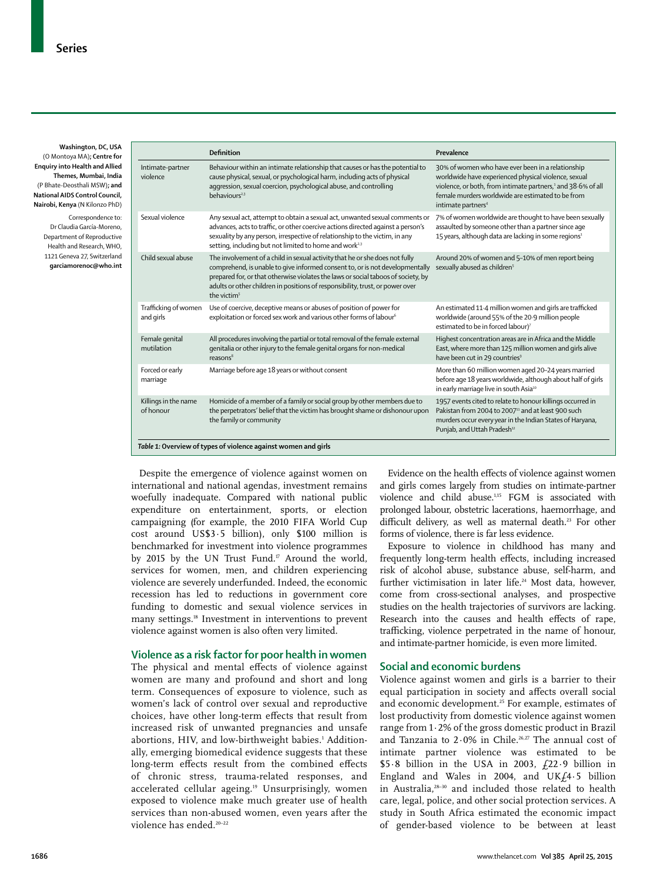Washington, DC, USA (O Montoya MA); **Centre for Enquiry into Health and Allied Themes, Mumbai, India** (P Bhate-Deosthali MSW); **and National AIDS Control Council, Nairobi, Kenya** (N Kilonzo PhD)

Correspondence to: Dr Claudia García-Moreno, Department of Reproductive Health and Research, WHO, 1121 Geneva 27, Switzerland **garciamorenoc@who.int**

| | Definition | Prevalence |
|---|---|---|
| Intimate-partner violence | Behaviour within an intimate relationship that causes or has the potential to cause physical, sexual, or psychological harm, including acts of physical aggression, sexual coercion, psychological abuse, and controlling behaviours[2,3] | 30% of women who have ever been in a relationship worldwide have experienced physical violence, sexual violence, or both, from intimate partners,[1] and 38·6% of all female murders worldwide are estimated to be from intimate partners[4] |
| Sexual violence | Any sexual act, attempt to obtain a sexual act, unwanted sexual comments or advances, acts to traffic, or other coercive actions directed against a person's sexuality by any person, irrespective of relationship to the victim, in any setting, including but not limited to home and work[2,3] | 7% of women worldwide are thought to have been sexually assaulted by someone other than a partner since age 15 years, although data are lacking in some regions[1] |
| Child sexual abuse | The involvement of a child in sexual activity that he or she does not fully comprehend, is unable to give informed consent to, or is not developmentally prepared for, or that otherwise violates the laws or social taboos of society, by adults or other children in positions of responsibility, trust, or power over the victim[5] | Around 20% of women and 5–10% of men report being sexually abused as children[5] |
| Trafficking of women and girls | Use of coercive, deceptive means or abuses of position of power for exploitation or forced sex work and various other forms of labour[6] | An estimated 11·4 million women and girls are trafficked worldwide (around 55% of the 20·9 million people estimated to be in forced labour)[7] |
| Female genital mutilation | All procedures involving the partial or total removal of the female external genitalia or other injury to the female genital organs for non-medical reasons[8] | Highest concentration areas are in Africa and the Middle East, where more than 125 million women and girls alive have been cut in 29 countries[9] |
| Forced or early marriage | Marriage before age 18 years or without consent | More than 60 million women aged 20–24 years married before age 18 years worldwide, although about half of girls in early marriage live in south Asia[10] |
| Killings in the name of honour | Homicide of a member of a family or social group by other members due to the perpetrators' belief that the victim has brought shame or dishonour upon the family or community | 1957 events cited to relate to honour killings occurred in Pakistan from 2004 to 2007[11] and at least 900 such murders occur every year in the Indian States of Haryana, Punjab, and Uttah Pradesh[12] |

*Table 1:* **Overview of types of violence against women and girls**

Despite the emergence of violence against women on international and national agendas, investment remains woefully inadequate. Compared with national public expenditure on entertainment, sports, or election campaigning (for example, the 2010 FIFA World Cup cost around US$3·5 billion), only $100 million is benchmarked for investment into violence programmes by 2015 by the UN Trust Fund.[17] Around the world, services for women, men, and children experiencing violence are severely underfunded. Indeed, the economic recession has led to reductions in government core funding to domestic and sexual violence services in many settings.[18] Investment in interventions to prevent violence against women is also often very limited.

## Violence as a risk factor for poor health in women

The physical and mental effects of violence against women are many and profound and short and long term. Consequences of exposure to violence, such as women's lack of control over sexual and reproductive choices, have other long-term effects that result from increased risk of unwanted pregnancies and unsafe abortions, HIV, and low-birthweight babies.[1] Additionally, emerging biomedical evidence suggests that these long-term effects result from the combined effects of chronic stress, trauma-related responses, and accelerated cellular ageing.[19] Unsurprisingly, women exposed to violence make much greater use of health services than non-abused women, even years after the violence has ended.[20–22]

Evidence on the health effects of violence against women and girls comes largely from studies on intimate-partner violence and child abuse.[1,15] FGM is associated with prolonged labour, obstetric lacerations, haemorrhage, and difficult delivery, as well as maternal death.[23] For other forms of violence, there is far less evidence.

Exposure to violence in childhood has many and frequently long-term health effects, including increased risk of alcohol abuse, substance abuse, self-harm, and further victimisation in later life.[24] Most data, however, come from cross-sectional analyses, and prospective studies on the health trajectories of survivors are lacking. Research into the causes and health effects of rape, trafficking, violence perpetrated in the name of honour, and intimate-partner homicide, is even more limited.

## Social and economic burdens

Violence against women and girls is a barrier to their equal participation in society and affects overall social and economic development.[25] For example, estimates of lost productivity from domestic violence against women range from 1·2% of the gross domestic product in Brazil and Tanzania to 2·0% in Chile.[26,27] The annual cost of intimate partner violence was estimated to be $5·8 billion in the USA in 2003, £22·9 billion in England and Wales in 2004, and UK£4·5 billion in Australia,[28–30] and included those related to health care, legal, police, and other social protection services. A study in South Africa estimated the economic impact of gender-based violence to be between at least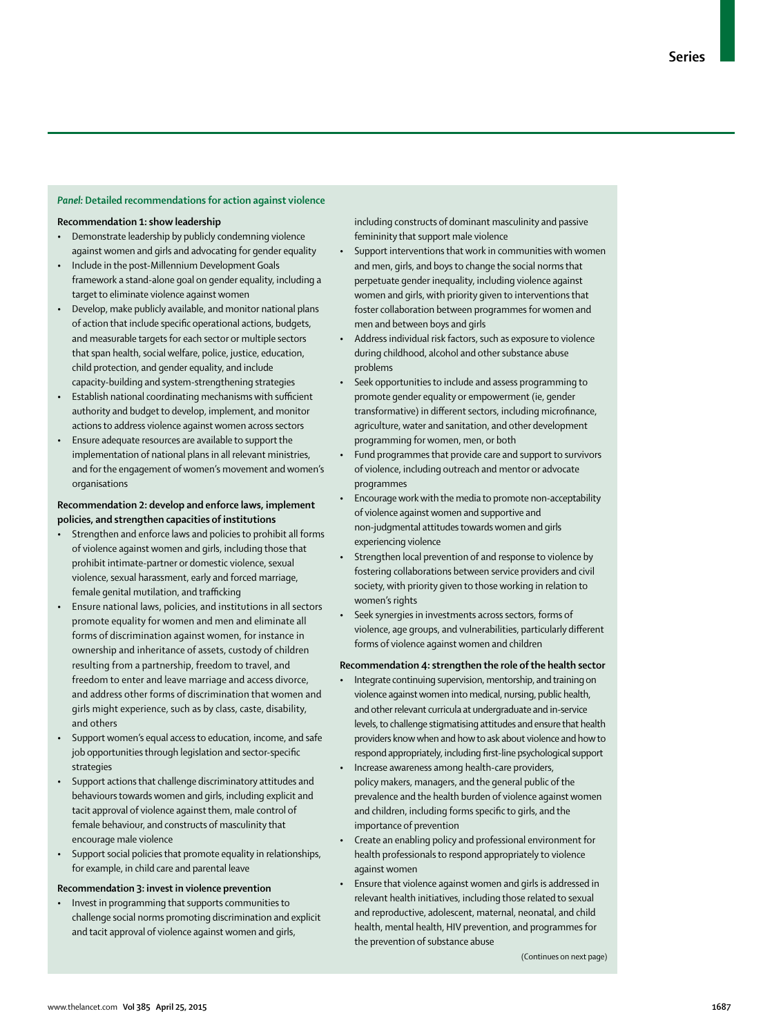*Panel:* **Detailed recommendations for action against violence**

**Recommendation 1: show leadership**

- Demonstrate leadership by publicly condemning violence against women and girls and advocating for gender equality
- Include in the post-Millennium Development Goals framework a stand-alone goal on gender equality, including a target to eliminate violence against women
- Develop, make publicly available, and monitor national plans of action that include specific operational actions, budgets, and measurable targets for each sector or multiple sectors that span health, social welfare, police, justice, education, child protection, and gender equality, and include capacity-building and system-strengthening strategies
- Establish national coordinating mechanisms with sufficient authority and budget to develop, implement, and monitor actions to address violence against women across sectors
- Ensure adequate resources are available to support the implementation of national plans in all relevant ministries, and for the engagement of women's movement and women's organisations

**Recommendation 2: develop and enforce laws, implement policies, and strengthen capacities of institutions**

- Strengthen and enforce laws and policies to prohibit all forms of violence against women and girls, including those that prohibit intimate-partner or domestic violence, sexual violence, sexual harassment, early and forced marriage, female genital mutilation, and trafficking
- Ensure national laws, policies, and institutions in all sectors promote equality for women and men and eliminate all forms of discrimination against women, for instance in ownership and inheritance of assets, custody of children resulting from a partnership, freedom to travel, and freedom to enter and leave marriage and access divorce, and address other forms of discrimination that women and girls might experience, such as by class, caste, disability, and others
- Support women's equal access to education, income, and safe job opportunities through legislation and sector-specific strategies
- Support actions that challenge discriminatory attitudes and behaviours towards women and girls, including explicit and tacit approval of violence against them, male control of female behaviour, and constructs of masculinity that encourage male violence
- Support social policies that promote equality in relationships, for example, in child care and parental leave

**Recommendation 3: invest in violence prevention**

- Invest in programming that supports communities to challenge social norms promoting discrimination and explicit and tacit approval of violence against women and girls, including constructs of dominant masculinity and passive femininity that support male violence
- Support interventions that work in communities with women and men, girls, and boys to change the social norms that perpetuate gender inequality, including violence against women and girls, with priority given to interventions that foster collaboration between programmes for women and men and between boys and girls
- Address individual risk factors, such as exposure to violence during childhood, alcohol and other substance abuse problems
- Seek opportunities to include and assess programming to promote gender equality or empowerment (ie, gender transformative) in different sectors, including microfinance, agriculture, water and sanitation, and other development programming for women, men, or both
- Fund programmes that provide care and support to survivors of violence, including outreach and mentor or advocate programmes
- Encourage work with the media to promote non-acceptability of violence against women and supportive and non-judgmental attitudes towards women and girls experiencing violence
- Strengthen local prevention of and response to violence by fostering collaborations between service providers and civil society, with priority given to those working in relation to women's rights
- Seek synergies in investments across sectors, forms of violence, age groups, and vulnerabilities, particularly different forms of violence against women and children

**Recommendation 4: strengthen the role of the health sector**

- Integrate continuing supervision, mentorship, and training on violence against women into medical, nursing, public health, and other relevant curricula at undergraduate and in-service levels, to challenge stigmatising attitudes and ensure that health providers know when and how to ask about violence and how to respond appropriately, including first-line psychological support
- Increase awareness among health-care providers, policy makers, managers, and the general public of the prevalence and the health burden of violence against women and children, including forms specific to girls, and the importance of prevention
- Create an enabling policy and professional environment for health professionals to respond appropriately to violence against women
- Ensure that violence against women and girls is addressed in relevant health initiatives, including those related to sexual and reproductive, adolescent, maternal, neonatal, and child health, mental health, HIV prevention, and programmes for the prevention of substance abuse

(Continues on next page)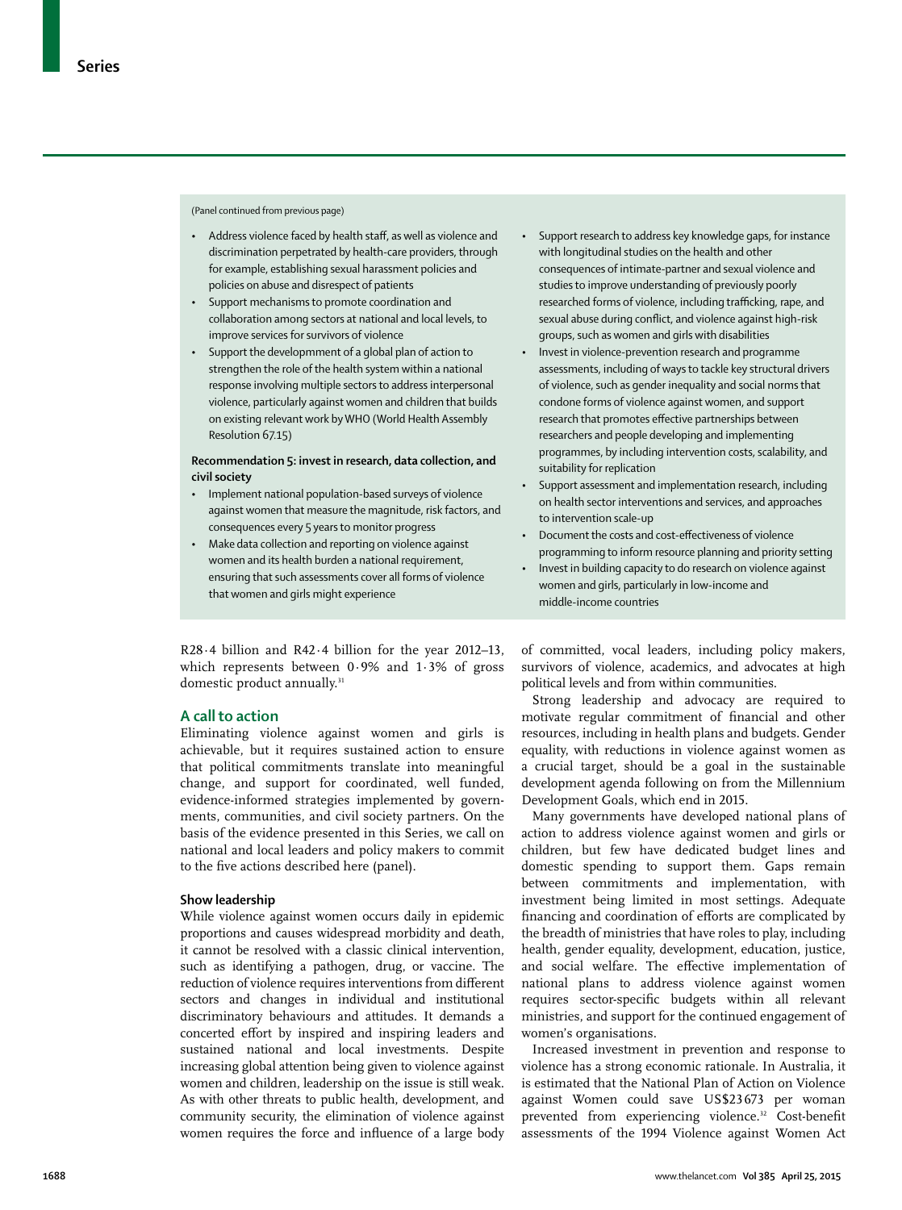(Panel continued from previous page)

- Address violence faced by health staff, as well as violence and discrimination perpetrated by health-care providers, through for example, establishing sexual harassment policies and policies on abuse and disrespect of patients
- Support mechanisms to promote coordination and collaboration among sectors at national and local levels, to improve services for survivors of violence
- Support the developmment of a global plan of action to strengthen the role of the health system within a national response involving multiple sectors to address interpersonal violence, particularly against women and children that builds on existing relevant work by WHO (World Health Assembly Resolution 67.15)

**Recommendation 5: invest in research, data collection, and civil society**

- Implement national population-based surveys of violence against women that measure the magnitude, risk factors, and consequences every 5 years to monitor progress
- Make data collection and reporting on violence against women and its health burden a national requirement, ensuring that such assessments cover all forms of violence that women and girls might experience
- Support research to address key knowledge gaps, for instance with longitudinal studies on the health and other consequences of intimate-partner and sexual violence and studies to improve understanding of previously poorly researched forms of violence, including trafficking, rape, and sexual abuse during conflict, and violence against high-risk groups, such as women and girls with disabilities
- Invest in violence-prevention research and programme assessments, including of ways to tackle key structural drivers of violence, such as gender inequality and social norms that condone forms of violence against women, and support research that promotes effective partnerships between researchers and people developing and implementing programmes, by including intervention costs, scalability, and suitability for replication
- Support assessment and implementation research, including on health sector interventions and services, and approaches to intervention scale-up
- Document the costs and cost-effectiveness of violence programming to inform resource planning and priority setting
- Invest in building capacity to do research on violence against women and girls, particularly in low-income and middle-income countries

R28·4 billion and R42·4 billion for the year 2012–13, which represents between 0·9% and 1·3% of gross domestic product annually.[31]

## A call to action

Eliminating violence against women and girls is achievable, but it requires sustained action to ensure that political commitments translate into meaningful change, and support for coordinated, well funded, evidence-informed strategies implemented by governments, communities, and civil society partners. On the basis of the evidence presented in this Series, we call on national and local leaders and policy makers to commit to the five actions described here (panel).

### Show leadership

While violence against women occurs daily in epidemic proportions and causes widespread morbidity and death, it cannot be resolved with a classic clinical intervention, such as identifying a pathogen, drug, or vaccine. The reduction of violence requires interventions from different sectors and changes in individual and institutional discriminatory behaviours and attitudes. It demands a concerted effort by inspired and inspiring leaders and sustained national and local investments. Despite increasing global attention being given to violence against women and children, leadership on the issue is still weak. As with other threats to public health, development, and community security, the elimination of violence against women requires the force and influence of a large body of committed, vocal leaders, including policy makers, survivors of violence, academics, and advocates at high political levels and from within communities.

Strong leadership and advocacy are required to motivate regular commitment of financial and other resources, including in health plans and budgets. Gender equality, with reductions in violence against women as a crucial target, should be a goal in the sustainable development agenda following on from the Millennium Development Goals, which end in 2015.

Many governments have developed national plans of action to address violence against women and girls or children, but few have dedicated budget lines and domestic spending to support them. Gaps remain between commitments and implementation, with investment being limited in most settings. Adequate financing and coordination of efforts are complicated by the breadth of ministries that have roles to play, including health, gender equality, development, education, justice, and social welfare. The effective implementation of national plans to address violence against women requires sector-specific budgets within all relevant ministries, and support for the continued engagement of women's organisations.

Increased investment in prevention and response to violence has a strong economic rationale. In Australia, it is estimated that the National Plan of Action on Violence against Women could save US$23 673 per woman prevented from experiencing violence.[32] Cost-benefit assessments of the 1994 Violence against Women Act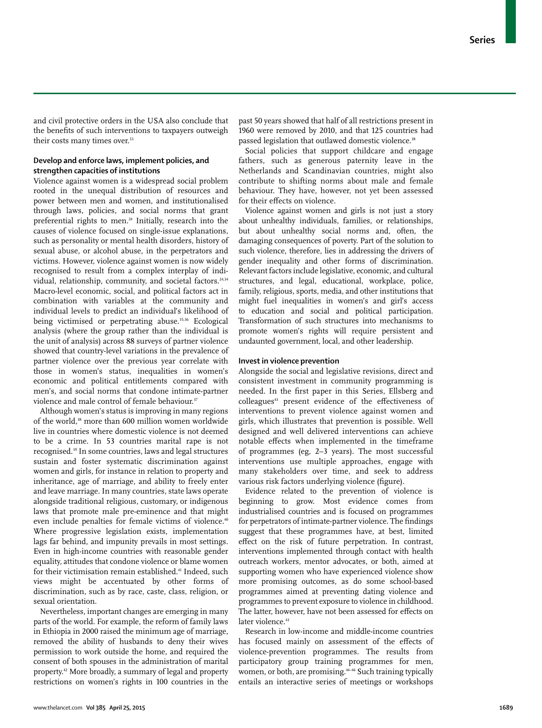and civil protective orders in the USA also conclude that the benefits of such interventions to taxpayers outweigh their costs many times over.[33]

### Develop and enforce laws, implement policies, and strengthen capacities of institutions

Violence against women is a widespread social problem rooted in the unequal distribution of resources and power between men and women, and institutionalised through laws, policies, and social norms that grant preferential rights to men.[24] Initially, research into the causes of violence focused on single-issue explanations, such as personality or mental health disorders, history of sexual abuse, or alcohol abuse, in the perpetrators and victims. However, violence against women is now widely recognised to result from a complex interplay of individual, relationship, community, and societal factors.[24,34] Macro-level economic, social, and political factors act in combination with variables at the community and individual levels to predict an individual's likelihood of being victimised or perpetrating abuse.[35,36] Ecological analysis (where the group rather than the individual is the unit of analysis) across 88 surveys of partner violence showed that country-level variations in the prevalence of partner violence over the previous year correlate with those in women's status, inequalities in women's economic and political entitlements compared with men's, and social norms that condone intimate-partner violence and male control of female behaviour.[37]

Although women's status is improving in many regions of the world,[38] more than 600 million women worldwide live in countries where domestic violence is not deemed to be a crime. In 53 countries marital rape is not recognised.[39] In some countries, laws and legal structures sustain and foster systematic discrimination against women and girls, for instance in relation to property and inheritance, age of marriage, and ability to freely enter and leave marriage. In many countries, state laws operate alongside traditional religious, customary, or indigenous laws that promote male pre-eminence and that might even include penalties for female victims of violence.[40] Where progressive legislation exists, implementation lags far behind, and impunity prevails in most settings. Even in high-income countries with reasonable gender equality, attitudes that condone violence or blame women for their victimisation remain established.[41] Indeed, such views might be accentuated by other forms of discrimination, such as by race, caste, class, religion, or sexual orientation.

Nevertheless, important changes are emerging in many parts of the world. For example, the reform of family laws in Ethiopia in 2000 raised the minimum age of marriage, removed the ability of husbands to deny their wives permission to work outside the home, and required the consent of both spouses in the administration of marital property.[42] More broadly, a summary of legal and property restrictions on women's rights in 100 countries in the past 50 years showed that half of all restrictions present in 1960 were removed by 2010, and that 125 countries had passed legislation that outlawed domestic violence.[38]

Social policies that support childcare and engage fathers, such as generous paternity leave in the Netherlands and Scandinavian countries, might also contribute to shifting norms about male and female behaviour. They have, however, not yet been assessed for their effects on violence.

Violence against women and girls is not just a story about unhealthy individuals, families, or relationships, but about unhealthy social norms and, often, the damaging consequences of poverty. Part of the solution to such violence, therefore, lies in addressing the drivers of gender inequality and other forms of discrimination. Relevant factors include legislative, economic, and cultural structures, and legal, educational, workplace, police, family, religious, sports, media, and other institutions that might fuel inequalities in women's and girl's access to education and social and political participation. Transformation of such structures into mechanisms to promote women's rights will require persistent and undaunted government, local, and other leadership.

### Invest in violence prevention

Alongside the social and legislative revisions, direct and consistent investment in community programming is needed. In the first paper in this Series, Ellsberg and colleagues[43] present evidence of the effectiveness of interventions to prevent violence against women and girls, which illustrates that prevention is possible. Well designed and well delivered interventions can achieve notable effects when implemented in the timeframe of programmes (eg, 2–3 years). The most successful interventions use multiple approaches, engage with many stakeholders over time, and seek to address various risk factors underlying violence (figure).

Evidence related to the prevention of violence is beginning to grow. Most evidence comes from industrialised countries and is focused on programmes for perpetrators of intimate-partner violence. The findings suggest that these programmes have, at best, limited effect on the risk of future perpetration. In contrast, interventions implemented through contact with health outreach workers, mentor advocates, or both, aimed at supporting women who have experienced violence show more promising outcomes, as do some school-based programmes aimed at preventing dating violence and programmes to prevent exposure to violence in childhood. The latter, however, have not been assessed for effects on later violence.[43]

Research in low-income and middle-income countries has focused mainly on assessment of the effects of violence-prevention programmes. The results from participatory group training programmes for men, women, or both, are promising.[44–46] Such training typically entails an interactive series of meetings or workshops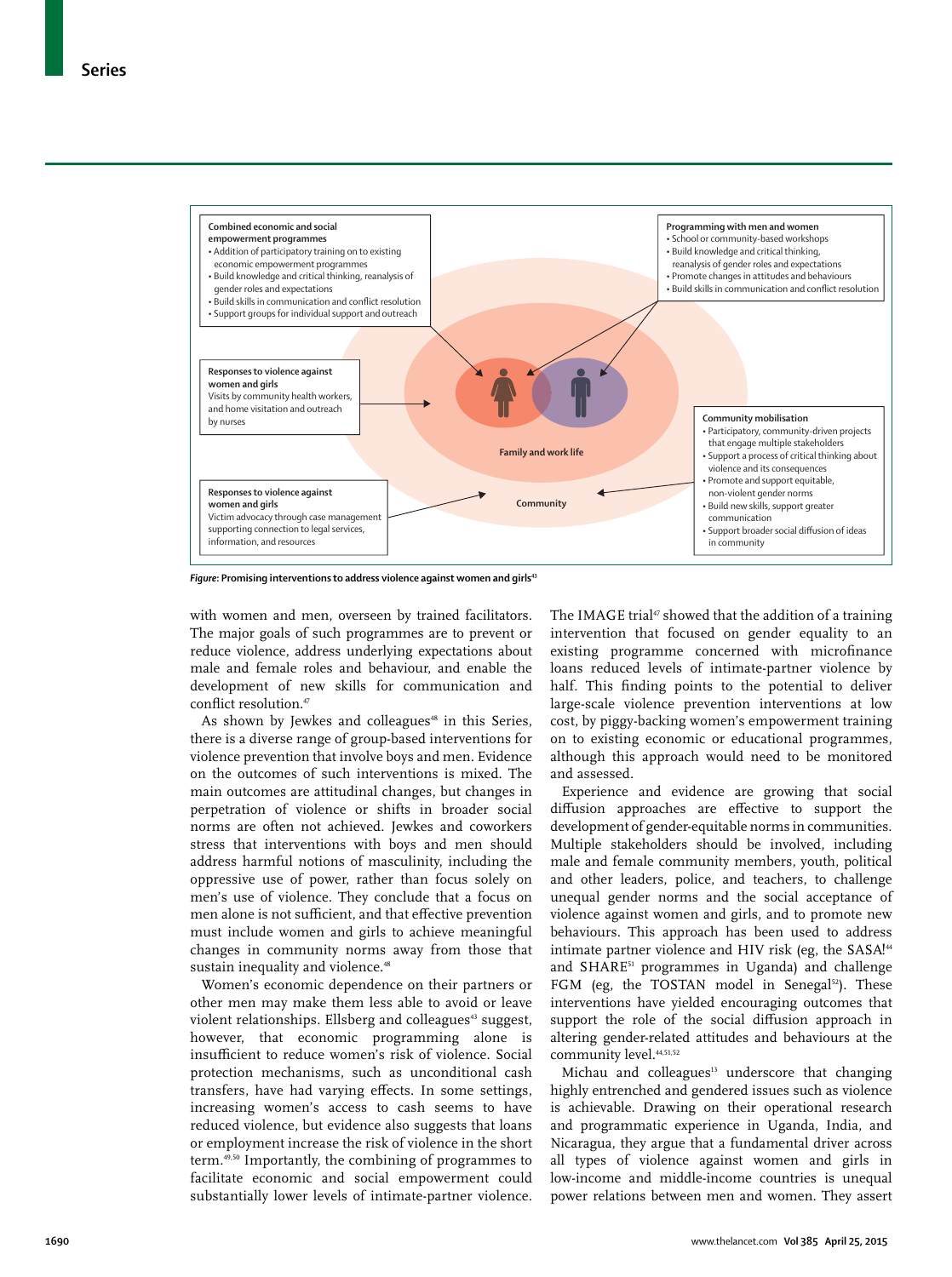Combined economic and social empowerment programmes
- Addition of participatory training on to existing economic empowerment programmes
- Build knowledge and critical thinking, reanalysis of gender roles and expectations
- Build skills in communication and conflict resolution
- Support groups for individual support and outreach

Programming with men and women
- School or community-based workshops
- Build knowledge and critical thinking, reanalysis of gender roles and expectations
- Promote changes in attitudes and behaviours
- Build skills in communication and conflict resolution

Responses to violence against women and girls
Visits by community health workers, and home visitation and outreach by nurses

Family and work life

Community mobilisation
- Participatory, community-driven projects that engage multiple stakeholders
- Support a process of critical thinking about violence and its consequences
- Promote and support equitable, non-violent gender norms
- Build new skills, support greater communication
- Support broader social diffusion of ideas in community

Responses to violence against women and girls
Victim advocacy through case management supporting connection to legal services, information, and resources

Community

***Figure*: Promising interventions to address violence against women and girls**[43]

with women and men, overseen by trained facilitators. The major goals of such programmes are to prevent or reduce violence, address underlying expectations about male and female roles and behaviour, and enable the development of new skills for communication and conflict resolution.[47]

As shown by Jewkes and colleagues[48] in this Series, there is a diverse range of group-based interventions for violence prevention that involve boys and men. Evidence on the outcomes of such interventions is mixed. The main outcomes are attitudinal changes, but changes in perpetration of violence or shifts in broader social norms are often not achieved. Jewkes and coworkers stress that interventions with boys and men should address harmful notions of masculinity, including the oppressive use of power, rather than focus solely on men's use of violence. They conclude that a focus on men alone is not sufficient, and that effective prevention must include women and girls to achieve meaningful changes in community norms away from those that sustain inequality and violence.[48]

Women's economic dependence on their partners or other men may make them less able to avoid or leave violent relationships. Ellsberg and colleagues[43] suggest, however, that economic programming alone is insufficient to reduce women's risk of violence. Social protection mechanisms, such as unconditional cash transfers, have had varying effects. In some settings, increasing women's access to cash seems to have reduced violence, but evidence also suggests that loans or employment increase the risk of violence in the short term.[49,50] Importantly, the combining of programmes to facilitate economic and social empowerment could substantially lower levels of intimate-partner violence. The IMAGE trial[47] showed that the addition of a training intervention that focused on gender equality to an existing programme concerned with microfinance loans reduced levels of intimate-partner violence by half. This finding points to the potential to deliver large-scale violence prevention interventions at low cost, by piggy-backing women's empowerment training on to existing economic or educational programmes, although this approach would need to be monitored and assessed.

Experience and evidence are growing that social diffusion approaches are effective to support the development of gender-equitable norms in communities. Multiple stakeholders should be involved, including male and female community members, youth, political and other leaders, police, and teachers, to challenge unequal gender norms and the social acceptance of violence against women and girls, and to promote new behaviours. This approach has been used to address intimate partner violence and HIV risk (eg, the SASA![44] and SHARE[51] programmes in Uganda) and challenge FGM (eg, the TOSTAN model in Senegal[52]). These interventions have yielded encouraging outcomes that support the role of the social diffusion approach in altering gender-related attitudes and behaviours at the community level.[44,51,52]

Michau and colleagues[13] underscore that changing highly entrenched and gendered issues such as violence is achievable. Drawing on their operational research and programmatic experience in Uganda, India, and Nicaragua, they argue that a fundamental driver across all types of violence against women and girls in low-income and middle-income countries is unequal power relations between men and women. They assert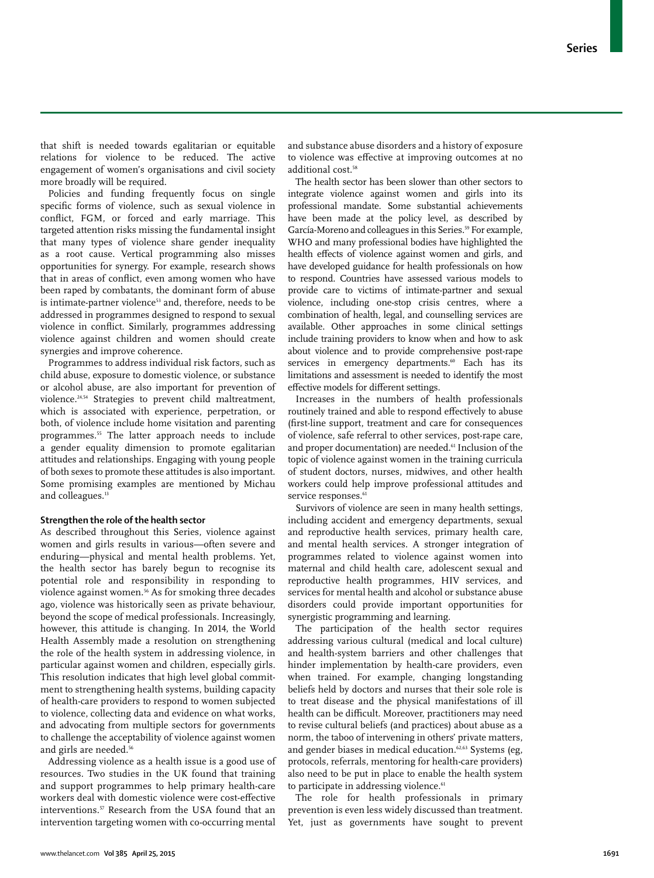that shift is needed towards egalitarian or equitable relations for violence to be reduced. The active engagement of women's organisations and civil society more broadly will be required.

Policies and funding frequently focus on single specific forms of violence, such as sexual violence in conflict, FGM, or forced and early marriage. This targeted attention risks missing the fundamental insight that many types of violence share gender inequality as a root cause. Vertical programming also misses opportunities for synergy. For example, research shows that in areas of conflict, even among women who have been raped by combatants, the dominant form of abuse is intimate-partner violence[53] and, therefore, needs to be addressed in programmes designed to respond to sexual violence in conflict. Similarly, programmes addressing violence against children and women should create synergies and improve coherence.

Programmes to address individual risk factors, such as child abuse, exposure to domestic violence, or substance or alcohol abuse, are also important for prevention of violence.[24,54] Strategies to prevent child maltreatment, which is associated with experience, perpetration, or both, of violence include home visitation and parenting programmes.[55] The latter approach needs to include a gender equality dimension to promote egalitarian attitudes and relationships. Engaging with young people of both sexes to promote these attitudes is also important. Some promising examples are mentioned by Michau and colleagues.[13]

### Strengthen the role of the health sector

As described throughout this Series, violence against women and girls results in various—often severe and enduring—physical and mental health problems. Yet, the health sector has barely begun to recognise its potential role and responsibility in responding to violence against women.[56] As for smoking three decades ago, violence was historically seen as private behaviour, beyond the scope of medical professionals. Increasingly, however, this attitude is changing. In 2014, the World Health Assembly made a resolution on strengthening the role of the health system in addressing violence, in particular against women and children, especially girls. This resolution indicates that high level global commitment to strengthening health systems, building capacity of health-care providers to respond to women subjected to violence, collecting data and evidence on what works, and advocating from multiple sectors for governments to challenge the acceptability of violence against women and girls are needed.[56]

Addressing violence as a health issue is a good use of resources. Two studies in the UK found that training and support programmes to help primary health-care workers deal with domestic violence were cost-effective interventions.[57] Research from the USA found that an intervention targeting women with co-occurring mental and substance abuse disorders and a history of exposure to violence was effective at improving outcomes at no additional cost.[58]

The health sector has been slower than other sectors to integrate violence against women and girls into its professional mandate. Some substantial achievements have been made at the policy level, as described by García-Moreno and colleagues in this Series.[59] For example, WHO and many professional bodies have highlighted the health effects of violence against women and girls, and have developed guidance for health professionals on how to respond. Countries have assessed various models to provide care to victims of intimate-partner and sexual violence, including one-stop crisis centres, where a combination of health, legal, and counselling services are available. Other approaches in some clinical settings include training providers to know when and how to ask about violence and to provide comprehensive post-rape services in emergency departments.[60] Each has its limitations and assessment is needed to identify the most effective models for different settings.

Increases in the numbers of health professionals routinely trained and able to respond effectively to abuse (first-line support, treatment and care for consequences of violence, safe referral to other services, post-rape care, and proper documentation) are needed.[61] Inclusion of the topic of violence against women in the training curricula of student doctors, nurses, midwives, and other health workers could help improve professional attitudes and service responses.[61]

Survivors of violence are seen in many health settings, including accident and emergency departments, sexual and reproductive health services, primary health care, and mental health services. A stronger integration of programmes related to violence against women into maternal and child health care, adolescent sexual and reproductive health programmes, HIV services, and services for mental health and alcohol or substance abuse disorders could provide important opportunities for synergistic programming and learning.

The participation of the health sector requires addressing various cultural (medical and local culture) and health-system barriers and other challenges that hinder implementation by health-care providers, even when trained. For example, changing longstanding beliefs held by doctors and nurses that their sole role is to treat disease and the physical manifestations of ill health can be difficult. Moreover, practitioners may need to revise cultural beliefs (and practices) about abuse as a norm, the taboo of intervening in others' private matters, and gender biases in medical education.[62,63] Systems (eg, protocols, referrals, mentoring for health-care providers) also need to be put in place to enable the health system to participate in addressing violence.[61]

The role for health professionals in primary prevention is even less widely discussed than treatment. Yet, just as governments have sought to prevent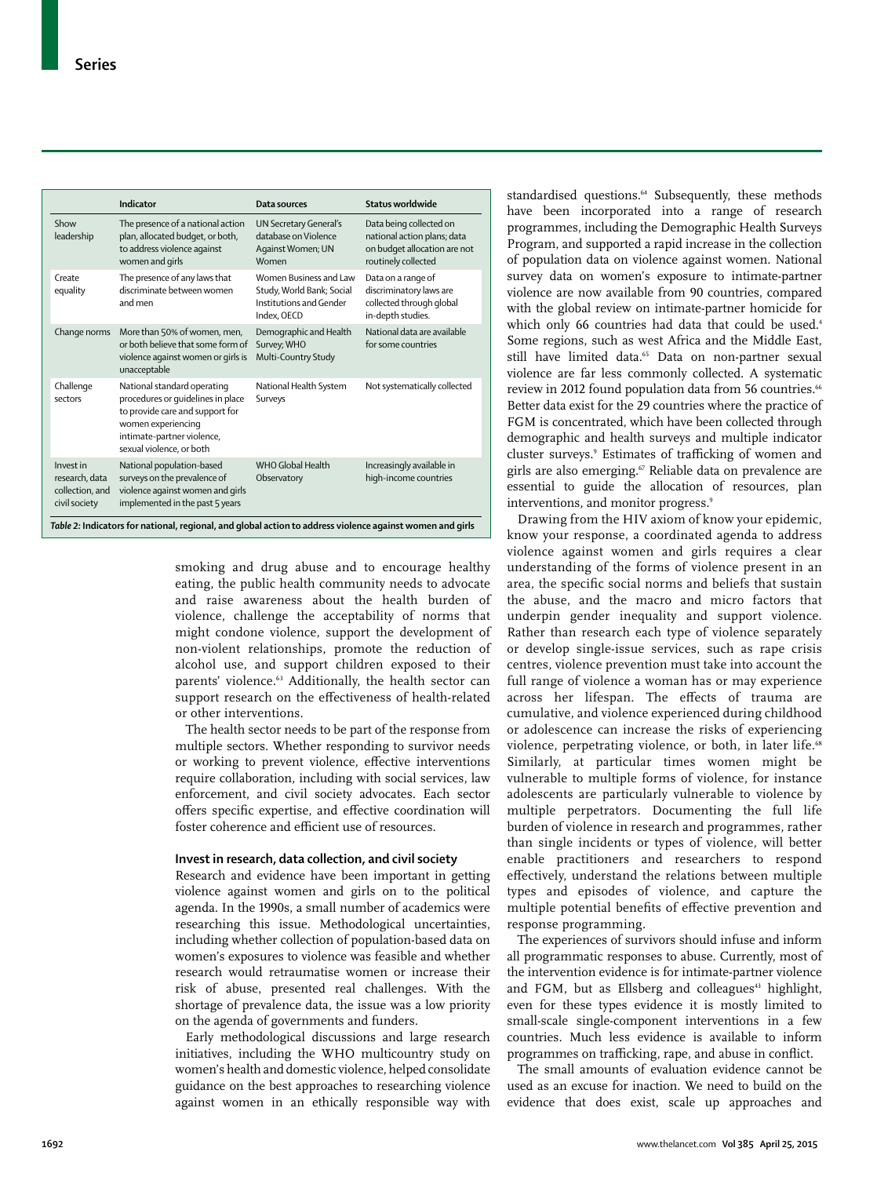| | Indicator | Data sources | Status worldwide |
|---|---|---|---|
| Show leadership | The presence of a national action plan, allocated budget, or both, to address violence against women and girls | UN Secretary General's database on Violence Against Women; UN Women | Data being collected on national action plans; data on budget allocation are not routinely collected |
| Create equality | The presence of any laws that discriminate between women and men | Women Business and Law Study, World Bank; Social Institutions and Gender Index, OECD | Data on a range of discriminatory laws are collected through global in-depth studies. |
| Change norms | More than 50% of women, men, or both believe that some form of violence against women or girls is unacceptable | Demographic and Health Survey; WHO Multi-Country Study | National data are available for some countries |
| Challenge sectors | National standard operating procedures or guidelines in place to provide care and support for women experiencing intimate-partner violence, sexual violence, or both | National Health System Surveys | Not systematically collected |
| Invest in research, data collection, and civil society | National population-based surveys on the prevalence of violence against women and girls implemented in the past 5 years | WHO Global Health Observatory | Increasingly available in high-income countries |

*Table 2:* **Indicators for national, regional, and global action to address violence against women and girls**

smoking and drug abuse and to encourage healthy eating, the public health community needs to advocate and raise awareness about the health burden of violence, challenge the acceptability of norms that might condone violence, support the development of non-violent relationships, promote the reduction of alcohol use, and support children exposed to their parents' violence.[63] Additionally, the health sector can support research on the effectiveness of health-related or other interventions.

The health sector needs to be part of the response from multiple sectors. Whether responding to survivor needs or working to prevent violence, effective interventions require collaboration, including with social services, law enforcement, and civil society advocates. Each sector offers specific expertise, and effective coordination will foster coherence and efficient use of resources.

### Invest in research, data collection, and civil society

Research and evidence have been important in getting violence against women and girls on to the political agenda. In the 1990s, a small number of academics were researching this issue. Methodological uncertainties, including whether collection of population-based data on women's exposures to violence was feasible and whether research would retraumatise women or increase their risk of abuse, presented real challenges. With the shortage of prevalence data, the issue was a low priority on the agenda of governments and funders.

Early methodological discussions and large research initiatives, including the WHO multicountry study on women's health and domestic violence, helped consolidate guidance on the best approaches to researching violence against women in an ethically responsible way with standardised questions.[64] Subsequently, these methods have been incorporated into a range of research programmes, including the Demographic Health Surveys Program, and supported a rapid increase in the collection of population data on violence against women. National survey data on women's exposure to intimate-partner violence are now available from 90 countries, compared with the global review on intimate-partner homicide for which only 66 countries had data that could be used.[4] Some regions, such as west Africa and the Middle East, still have limited data.[65] Data on non-partner sexual violence are far less commonly collected. A systematic review in 2012 found population data from 56 countries.[66] Better data exist for the 29 countries where the practice of FGM is concentrated, which have been collected through demographic and health surveys and multiple indicator cluster surveys.[9] Estimates of trafficking of women and girls are also emerging.[67] Reliable data on prevalence are essential to guide the allocation of resources, plan interventions, and monitor progress.[9]

Drawing from the HIV axiom of know your epidemic, know your response, a coordinated agenda to address violence against women and girls requires a clear understanding of the forms of violence present in an area, the specific social norms and beliefs that sustain the abuse, and the macro and micro factors that underpin gender inequality and support violence. Rather than research each type of violence separately or develop single-issue services, such as rape crisis centres, violence prevention must take into account the full range of violence a woman has or may experience across her lifespan. The effects of trauma are cumulative, and violence experienced during childhood or adolescence can increase the risks of experiencing violence, perpetrating violence, or both, in later life.[68] Similarly, at particular times women might be vulnerable to multiple forms of violence, for instance adolescents are particularly vulnerable to violence by multiple perpetrators. Documenting the full life burden of violence in research and programmes, rather than single incidents or types of violence, will better enable practitioners and researchers to respond effectively, understand the relations between multiple types and episodes of violence, and capture the multiple potential benefits of effective prevention and response programming.

The experiences of survivors should infuse and inform all programmatic responses to abuse. Currently, most of the intervention evidence is for intimate-partner violence and FGM, but as Ellsberg and colleagues[43] highlight, even for these types evidence it is mostly limited to small-scale single-component interventions in a few countries. Much less evidence is available to inform programmes on trafficking, rape, and abuse in conflict.

The small amounts of evaluation evidence cannot be used as an excuse for inaction. We need to build on the evidence that does exist, scale up approaches and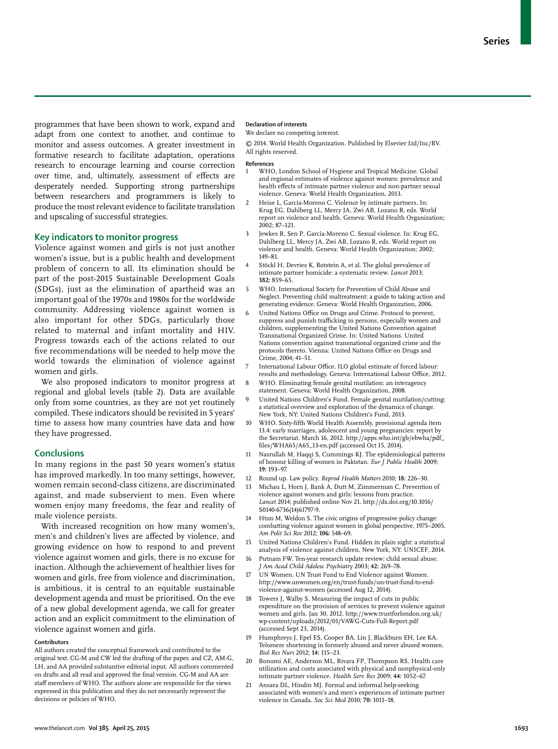programmes that have been shown to work, expand and adapt from one context to another, and continue to monitor and assess outcomes. A greater investment in formative research to facilitate adaptation, operations research to encourage learning and course correction over time, and, ultimately, assessment of effects are desperately needed. Supporting strong partnerships between researchers and programmers is likely to produce the most relevant evidence to facilitate translation and upscaling of successful strategies.

## Key indicators to monitor progress

Violence against women and girls is not just another women's issue, but is a public health and development problem of concern to all. Its elimination should be part of the post-2015 Sustainable Development Goals (SDGs), just as the elimination of apartheid was an important goal of the 1970s and 1980s for the worldwide community. Addressing violence against women is also important for other SDGs, particularly those related to maternal and infant mortality and HIV. Progress towards each of the actions related to our five recommendations will be needed to help move the world towards the elimination of violence against women and girls.

We also proposed indicators to monitor progress at regional and global levels (table 2). Data are available only from some countries, as they are not yet routinely compiled. These indicators should be revisited in 5 years' time to assess how many countries have data and how they have progressed.

## Conclusions

In many regions in the past 50 years women's status has improved markedly. In too many settings, however, women remain second-class citizens, are discriminated against, and made subservient to men. Even where women enjoy many freedoms, the fear and reality of male violence persists.

With increased recognition on how many women's, men's and children's lives are affected by violence, and growing evidence on how to respond to and prevent violence against women and girls, there is no excuse for inaction. Although the achievement of healthier lives for women and girls, free from violence and discrimination, is ambitious, it is central to an equitable sustainable development agenda and must be prioritised. On the eve of a new global development agenda, we call for greater action and an explicit commitment to the elimination of violence against women and girls.

#### Contributors

All authors created the conceptual framework and contributed to the original text. CG-M and CW led the drafting of the paper, and CZ, AM-G, LH, and AA provided substantive editorial input. All authors commented on drafts and all read and approved the final version. CG-M and AA are staff members of WHO. The authors alone are responsible for the views expressed in this publication and they do not necessarily represent the decisions or policies of WHO.

#### Declaration of interests

We declare no competing interest.

© 2014. World Health Organization. Published by Elsevier Ltd/Inc/BV. All rights reserved.

#### References

1. WHO, London School of Hygiene and Tropical Medicine. Global and regional estimates of violence against women: prevalence and health effects of intimate partner violence and non-partner sexual violence. Geneva: World Health Organization, 2013.
2. Heise L, García-Moreno C. Violence by intimate partners. In: Krug EG, Dahlberg LL, Mercy JA, Zwi AB, Lozano R, eds. World report on violence and health. Geneva: World Health Organization; 2002; 87–121.
3. Jewkes R, Sen P, García-Moreno C. Sexual violence. In: Krug EG, Dahlberg LL, Mercy JA, Zwi AB, Lozano R, eds. World report on violence and health. Geneva: World Health Organization; 2002; 149–81.
4. Stöckl H, Devries K, Rotstein A, et al. The global prevalence of intimate partner homicide: a systematic review. *Lancet* 2013; **382:** 859–65.
5. WHO, International Society for Prevention of Child Abuse and Neglect. Preventing child maltreatment: a guide to taking action and generating evidence. Geneva: World Health Organization, 2006.
6. United Nations Office on Drugs and Crime. Protocol to prevent, suppress and punish trafficking in persons, especially women and children, supplementing the United Nations Convention against Transnational Organized Crime. In: United Nations. United Nations convention against transnational organized crime and the protocols thereto. Vienna: United Nations Office on Drugs and Crime, 2004; 41–51.
7. International Labour Office. ILO global estimate of forced labour: results and methodology. Geneva: International Labour Office, 2012.
8. WHO. Eliminating female genital mutilation: an interagency statement. Geneva: World Health Organization, 2008.
9. United Nations Children's Fund. Female genital mutilation/cutting: a statistical overview and exploration of the dynamics of change. New York, NY: United Nations Children's Fund, 2013.
10. WHO. Sixty-fifth World Health Assembly, provisional agenda item 13.4: early marriages, adolescent and young pregnancies: report by the Secretariat. March 16, 2012. http://apps.who.int/gb/ebwha/pdf_files/WHA65/A65_13-en.pdf (accessed Oct 15, 2014).
11. Nasrullah M, Haqqi S, Cummings KJ. The epidemiological patterns of honour killing of women in Pakistan. *Eur J Public Health* 2009; **19:** 193–97.
12. Round up. Law policy. *Reprod Health Matters* 2010; **18:** 226–30.
13. Michau L, Horn J, Bank A, Dutt M, Zimmerman C. Prevention of violence against women and girls: lessons from practice. *Lancet* 2014; published online Nov 21. http://dx.doi.org/10.1016/S0140-6736(14)61797-9.
14. Htun M, Weldon S. The civic origins of progressive policy change: combatting violence against women in global perspective, 1975–2005. *Am Polit Sci Rev* 2012; **106:** 548–69.
15. United Nations Children's Fund. Hidden in plain sight: a statistical analysis of violence against children. New York, NY: UNICEF, 2014.
16. Putnam FW. Ten-year research update review: child sexual abuse. *J Am Acad Child Adolesc Psychiatry* 2003; **42:** 269–78.
17. UN Women. UN Trust Fund to End Violence against Women. http://www.unwomen.org/en/trust-funds/un-trust-fund-to-end-violence-against-women (accessed Aug 12, 2014).
18. Towers J, Walby S. Measuring the impact of cuts in public expenditure on the provision of services to prevent violence against women and girls. Jan 30, 2012. http://www.trustforlondon.org.uk/wp-content/uploads/2012/01/VAWG-Cuts-Full-Report.pdf (accessed Sept 23, 2014).
19. Humphreys J, Epel ES, Cooper BA, Lin J, Blackburn EH, Lee KA. Telomere shortening in formerly abused and never abused women. *Biol Res Nurs* 2012; **14:** 115–23.
20. Bonomi AE, Anderson ML, Rivara FP, Thompson RS. Health care utilization and costs associated with physical and nonphysical-only intimate partner violence. *Health Serv Res* 2009; **44:** 1052–67.
21. Ansara DL, Hindin MJ. Formal and informal help-seeking associated with women's and men's experiences of intimate partner violence in Canada. *Soc Sci Med* 2010; **70:** 1011–18.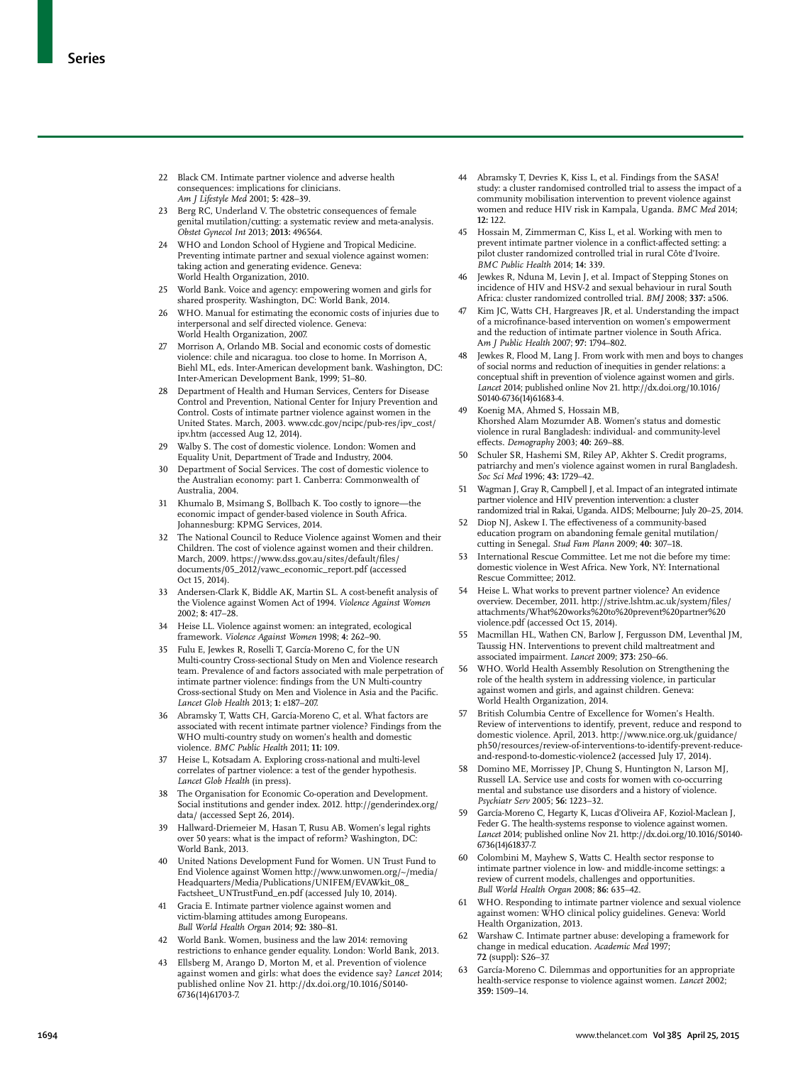22 Black CM. Intimate partner violence and adverse health consequences: implications for clinicians. *Am J Lifestyle Med* 2001; **5:** 428–39.

23 Berg RC, Underland V. The obstetric consequences of female genital mutilation/cutting: a systematic review and meta-analysis. *Obstet Gynecol Int* 2013; **2013:** 496564.

24 WHO and London School of Hygiene and Tropical Medicine. Preventing intimate partner and sexual violence against women: taking action and generating evidence. Geneva: World Health Organization, 2010.

25 World Bank. Voice and agency: empowering women and girls for shared prosperity. Washington, DC: World Bank, 2014.

26 WHO. Manual for estimating the economic costs of injuries due to interpersonal and self directed violence. Geneva: World Health Organization, 2007.

27 Morrison A, Orlando MB. Social and economic costs of domestic violence: chile and nicaragua. too close to home. In Morrison A, Biehl ML, eds. Inter-American development bank. Washington, DC: Inter-American Development Bank, 1999; 51–80.

28 Department of Health and Human Services, Centers for Disease Control and Prevention, National Center for Injury Prevention and Control. Costs of intimate partner violence against women in the United States. March, 2003. www.cdc.gov/ncipc/pub-res/ipv_cost/ipv.htm (accessed Aug 12, 2014).

29 Walby S. The cost of domestic violence. London: Women and Equality Unit, Department of Trade and Industry, 2004.

30 Department of Social Services. The cost of domestic violence to the Australian economy: part 1. Canberra: Commonwealth of Australia, 2004.

31 Khumalo B, Msimang S, Bollbach K. Too costly to ignore—the economic impact of gender-based violence in South Africa. Johannesburg: KPMG Services, 2014.

32 The National Council to Reduce Violence against Women and their Children. The cost of violence against women and their children. March, 2009. https://www.dss.gov.au/sites/default/files/documents/05_2012/vawc_economic_report.pdf (accessed Oct 15, 2014).

33 Andersen-Clark K, Biddle AK, Martin SL. A cost-benefit analysis of the Violence against Women Act of 1994. *Violence Against Women* 2002; **8:** 417–28.

34 Heise LL. Violence against women: an integrated, ecological framework. *Violence Against Women* 1998; **4:** 262–90.

35 Fulu E, Jewkes R, Roselli T, García-Moreno C, for the UN Multi-country Cross-sectional Study on Men and Violence research team. Prevalence of and factors associated with male perpetration of intimate partner violence: findings from the UN Multi-country Cross-sectional Study on Men and Violence in Asia and the Pacific. *Lancet Glob Health* 2013; **1:** e187–207.

36 Abramsky T, Watts CH, García-Moreno C, et al. What factors are associated with recent intimate partner violence? Findings from the WHO multi-country study on women's health and domestic violence. *BMC Public Health* 2011; **11:** 109.

37 Heise L, Kotsadam A. Exploring cross-national and multi-level correlates of partner violence: a test of the gender hypothesis. *Lancet Glob Health* (in press).

38 The Organisation for Economic Co-operation and Development. Social institutions and gender index. 2012. http://genderindex.org/data/ (accessed Sept 26, 2014).

39 Hallward-Driemeier M, Hasan T, Rusu AB. Women's legal rights over 50 years: what is the impact of reform? Washington, DC: World Bank, 2013.

40 United Nations Development Fund for Women. UN Trust Fund to End Violence against Women http://www.unwomen.org/~/media/Headquarters/Media/Publications/UNIFEM/EVAWkit_08_Factsheet_UNTrustFund_en.pdf (accessed July 10, 2014).

41 Gracia E. Intimate partner violence against women and victim-blaming attitudes among Europeans. *Bull World Health Organ* 2014; **92:** 380–81.

42 World Bank. Women, business and the law 2014: removing restrictions to enhance gender equality. London: World Bank, 2013.

43 Ellsberg M, Arango D, Morton M, et al. Prevention of violence against women and girls: what does the evidence say? *Lancet* 2014; published online Nov 21. http://dx.doi.org/10.1016/S0140-6736(14)61703-7.

44 Abramsky T, Devries K, Kiss L, et al. Findings from the SASA! study: a cluster randomised controlled trial to assess the impact of a community mobilisation intervention to prevent violence against women and reduce HIV risk in Kampala, Uganda. *BMC Med* 2014; **12:** 122.

45 Hossain M, Zimmerman C, Kiss L, et al. Working with men to prevent intimate partner violence in a conflict-affected setting: a pilot cluster randomized controlled trial in rural Côte d'Ivoire. *BMC Public Health* 2014; **14:** 339.

46 Jewkes R, Nduna M, Levin J, et al. Impact of Stepping Stones on incidence of HIV and HSV-2 and sexual behaviour in rural South Africa: cluster randomized controlled trial. *BMJ* 2008; **337:** a506.

47 Kim JC, Watts CH, Hargreaves JR, et al. Understanding the impact of a microfinance-based intervention on women's empowerment and the reduction of intimate partner violence in South Africa. *Am J Public Health* 2007; **97:** 1794–802.

48 Jewkes R, Flood M, Lang J. From work with men and boys to changes of social norms and reduction of inequities in gender relations: a conceptual shift in prevention of violence against women and girls. *Lancet* 2014; published online Nov 21. http://dx.doi.org/10.1016/S0140-6736(14)61683-4.

49 Koenig MA, Ahmed S, Hossain MB, Khorshed Alam Mozumder AB. Women's status and domestic violence in rural Bangladesh: individual- and community-level effects. *Demography* 2003; **40:** 269–88.

50 Schuler SR, Hashemi SM, Riley AP, Akhter S. Credit programs, patriarchy and men's violence against women in rural Bangladesh. *Soc Sci Med* 1996; **43:** 1729–42.

51 Wagman J, Gray R, Campbell J, et al. Impact of an integrated intimate partner violence and HIV prevention intervention: a cluster randomized trial in Rakai, Uganda. AIDS; Melbourne; July 20–25, 2014.

52 Diop NJ, Askew I. The effectiveness of a community-based education program on abandoning female genital mutilation/cutting in Senegal. *Stud Fam Plann* 2009; **40:** 307–18.

53 International Rescue Committee. Let me not die before my time: domestic violence in West Africa. New York, NY: International Rescue Committee; 2012.

54 Heise L. What works to prevent partner violence? An evidence overview. December, 2011. http://strive.lshtm.ac.uk/system/files/attachments/What%20works%20to%20prevent%20partner%20violence.pdf (accessed Oct 15, 2014).

55 Macmillan HL, Wathen CN, Barlow J, Fergusson DM, Leventhal JM, Taussig HN. Interventions to prevent child maltreatment and associated impairment. *Lancet* 2009; **373:** 250–66.

56 WHO. World Health Assembly Resolution on Strengthening the role of the health system in addressing violence, in particular against women and girls, and against children. Geneva: World Health Organization, 2014.

57 British Columbia Centre of Excellence for Women's Health. Review of interventions to identify, prevent, reduce and respond to domestic violence. April, 2013. http://www.nice.org.uk/guidance/ph50/resources/review-of-interventions-to-identify-prevent-reduce-and-respond-to-domestic-violence2 (accessed July 17, 2014).

58 Domino ME, Morrissey JP, Chung S, Huntington N, Larson MJ, Russell LA. Service use and costs for women with co-occurring mental and substance use disorders and a history of violence. *Psychiatr Serv* 2005; **56:** 1223–32.

59 García-Moreno C, Hegarty K, Lucas d'Oliveira AF, Koziol-Maclean J, Feder G. The health-systems response to violence against women. *Lancet* 2014; published online Nov 21. http://dx.doi.org/10.1016/S0140-6736(14)61837-7.

60 Colombini M, Mayhew S, Watts C. Health sector response to intimate partner violence in low- and middle-income settings: a review of current models, challenges and opportunities. *Bull World Health Organ* 2008; **86:** 635–42.

61 WHO. Responding to intimate partner violence and sexual violence against women: WHO clinical policy guidelines. Geneva: World Health Organization, 2013.

62 Warshaw C. Intimate partner abuse: developing a framework for change in medical education. *Academic Med* 1997; **72** (suppl)**:** S26–37.

63 García-Moreno C. Dilemmas and opportunities for an appropriate health-service response to violence against women. *Lancet* 2002; **359:** 1509–14.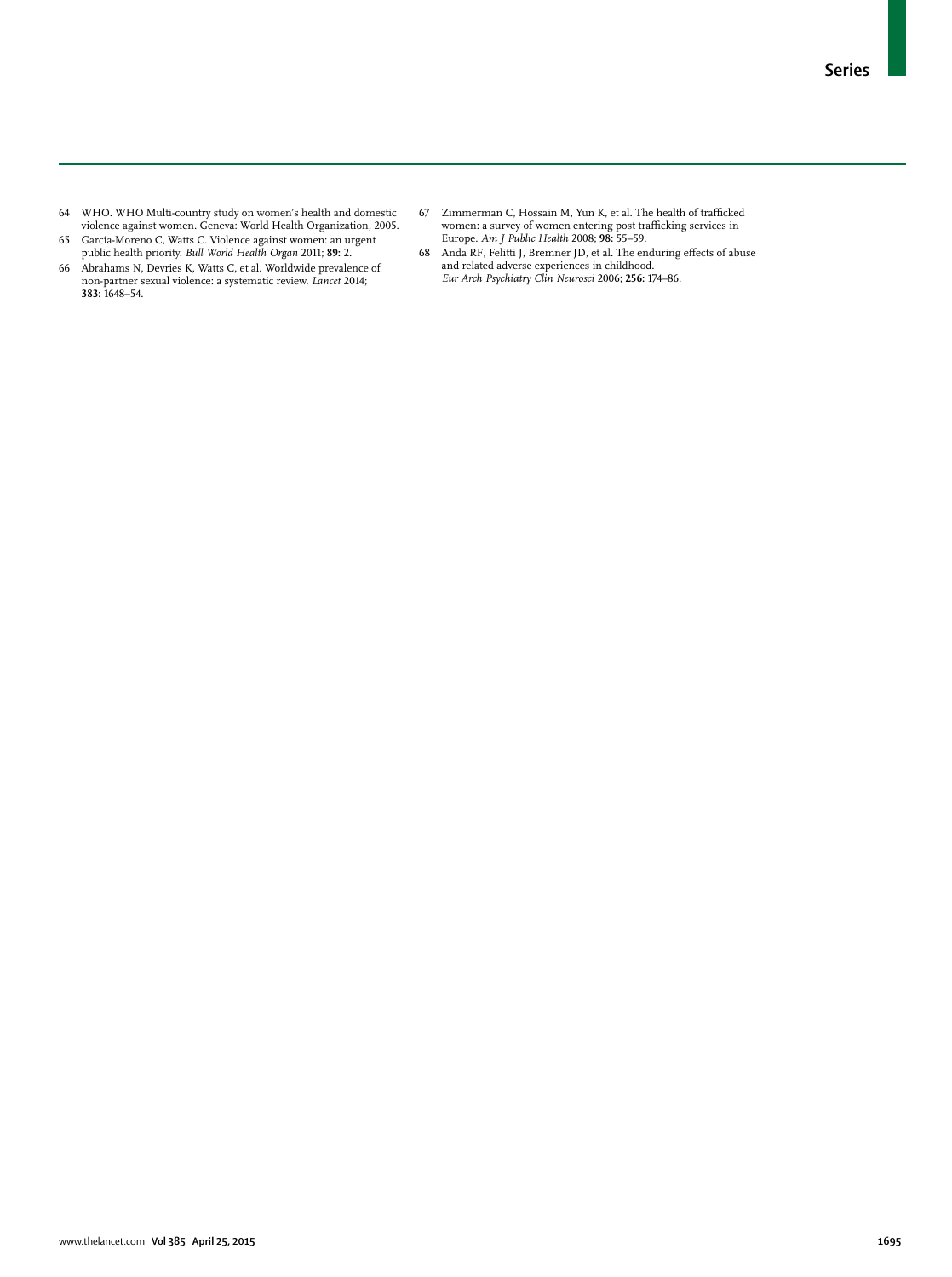64 WHO. WHO Multi-country study on women's health and domestic violence against women. Geneva: World Health Organization, 2005.

65 García-Moreno C, Watts C. Violence against women: an urgent public health priority. *Bull World Health Organ* 2011; **89:** 2.

66 Abrahams N, Devries K, Watts C, et al. Worldwide prevalence of non-partner sexual violence: a systematic review. *Lancet* 2014; **383:** 1648–54.

67 Zimmerman C, Hossain M, Yun K, et al. The health of trafficked women: a survey of women entering post trafficking services in Europe. *Am J Public Health* 2008; **98:** 55–59.

68 Anda RF, Felitti J, Bremner JD, et al. The enduring effects of abuse and related adverse experiences in childhood. *Eur Arch Psychiatry Clin Neurosci* 2006; **256:** 174–86.